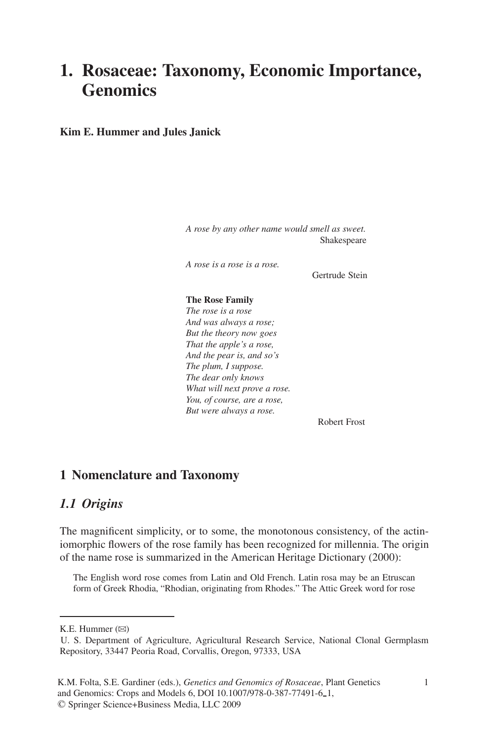# 1. Rosaceae: Taxonomy, Economic Importance, Genomics

**Kim E. Hummer and Jules Janick**

*A rose by any other name would smell as sweet.*
Shakespeare

*A rose is a rose is a rose.*
Gertrude Stein

**The Rose Family**
*The rose is a rose*
*And was always a rose;*
*But the theory now goes*
*That the apple's a rose,*
*And the pear is, and so's*
*The plum, I suppose.*
*The dear only knows*
*What will next prove a rose.*
*You, of course, are a rose,*
*But were always a rose.*
Robert Frost

## 1 Nomenclature and Taxonomy

### *1.1 Origins*

The magnificent simplicity, or to some, the monotonous consistency, of the actinomorphic flowers of the rose family has been recognized for millennia. The origin of the name rose is summarized in the American Heritage Dictionary (2000):

> The English word rose comes from Latin and Old French. Latin rosa may be an Etruscan form of Greek Rhodia, "Rhodian, originating from Rhodes." The Attic Greek word for rose

---

K.E. Hummer (✉)
U. S. Department of Agriculture, Agricultural Research Service, National Clonal Germplasm Repository, 33447 Peoria Road, Corvallis, Oregon, 97333, USA

K.M. Folta, S.E. Gardiner (eds.), *Genetics and Genomics of Rosaceae*, Plant Genetics and Genomics: Crops and Models 6, DOI 10.1007/978-0-387-77491-6_1,
© Springer Science+Business Media, LLC 2009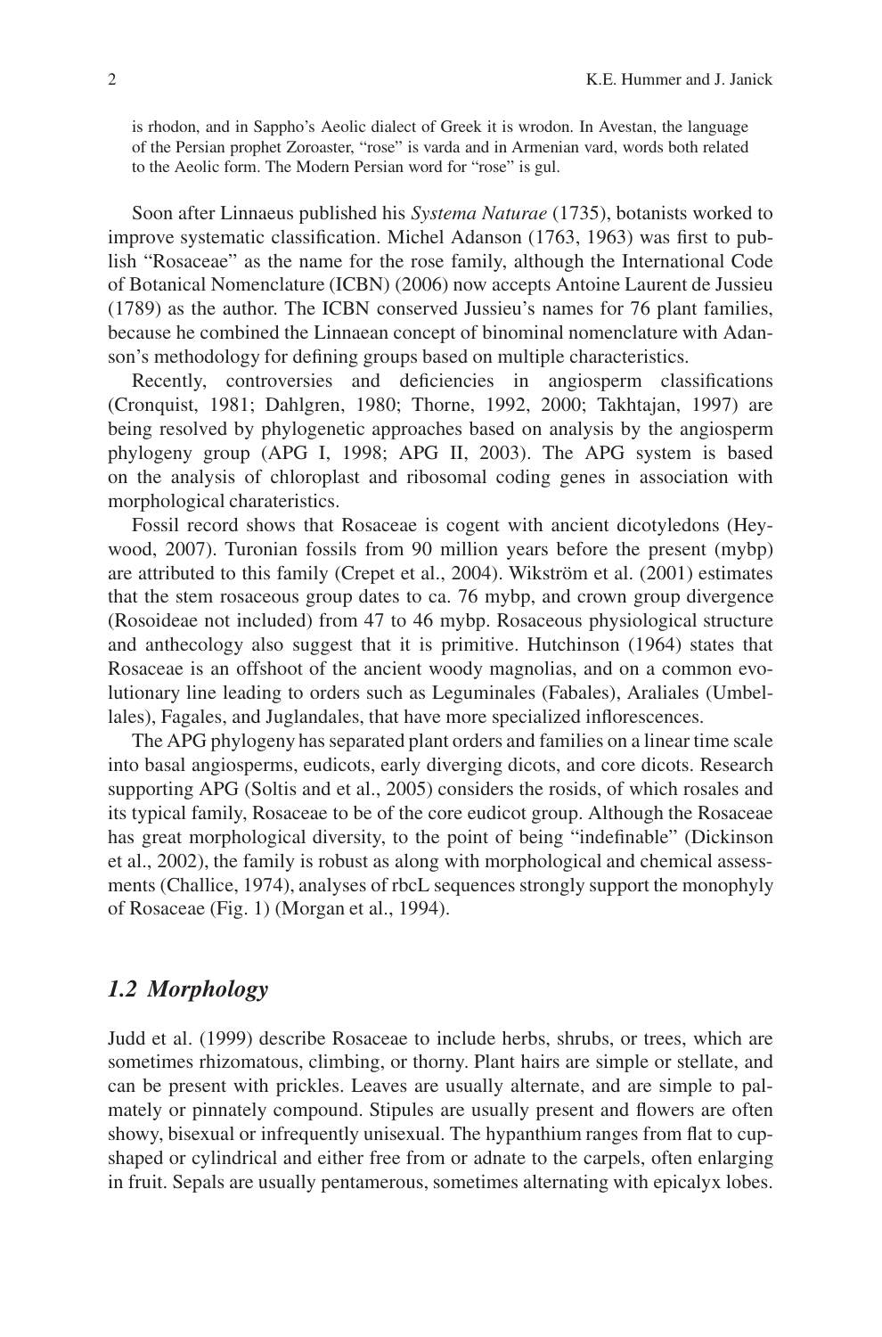is rhodon, and in Sappho's Aeolic dialect of Greek it is wrodon. In Avestan, the language of the Persian prophet Zoroaster, "rose" is varda and in Armenian vard, words both related to the Aeolic form. The Modern Persian word for "rose" is gul.

Soon after Linnaeus published his *Systema Naturae* (1735), botanists worked to improve systematic classification. Michel Adanson (1763, 1963) was first to publish "Rosaceae" as the name for the rose family, although the International Code of Botanical Nomenclature (ICBN) (2006) now accepts Antoine Laurent de Jussieu (1789) as the author. The ICBN conserved Jussieu's names for 76 plant families, because he combined the Linnaean concept of binominal nomenclature with Adanson's methodology for defining groups based on multiple characteristics.

Recently, controversies and deficiencies in angiosperm classifications (Cronquist, 1981; Dahlgren, 1980; Thorne, 1992, 2000; Takhtajan, 1997) are being resolved by phylogenetic approaches based on analysis by the angiosperm phylogeny group (APG I, 1998; APG II, 2003). The APG system is based on the analysis of chloroplast and ribosomal coding genes in association with morphological charateristics.

Fossil record shows that Rosaceae is cogent with ancient dicotyledons (Heywood, 2007). Turonian fossils from 90 million years before the present (mybp) are attributed to this family (Crepet et al., 2004). Wikström et al. (2001) estimates that the stem rosaceous group dates to ca. 76 mybp, and crown group divergence (Rosoideae not included) from 47 to 46 mybp. Rosaceous physiological structure and anthecology also suggest that it is primitive. Hutchinson (1964) states that Rosaceae is an offshoot of the ancient woody magnolias, and on a common evolutionary line leading to orders such as Leguminales (Fabales), Araliales (Umbellales), Fagales, and Juglandales, that have more specialized inflorescences.

The APG phylogeny has separated plant orders and families on a linear time scale into basal angiosperms, eudicots, early diverging dicots, and core dicots. Research supporting APG (Soltis and et al., 2005) considers the rosids, of which rosales and its typical family, Rosaceae to be of the core eudicot group. Although the Rosaceae has great morphological diversity, to the point of being "indefinable" (Dickinson et al., 2002), the family is robust as along with morphological and chemical assessments (Challice, 1974), analyses of rbcL sequences strongly support the monophyly of Rosaceae (Fig. 1) (Morgan et al., 1994).

## *1.2 Morphology*

Judd et al. (1999) describe Rosaceae to include herbs, shrubs, or trees, which are sometimes rhizomatous, climbing, or thorny. Plant hairs are simple or stellate, and can be present with prickles. Leaves are usually alternate, and are simple to palmately or pinnately compound. Stipules are usually present and flowers are often showy, bisexual or infrequently unisexual. The hypanthium ranges from flat to cupshaped or cylindrical and either free from or adnate to the carpels, often enlarging in fruit. Sepals are usually pentamerous, sometimes alternating with epicalyx lobes.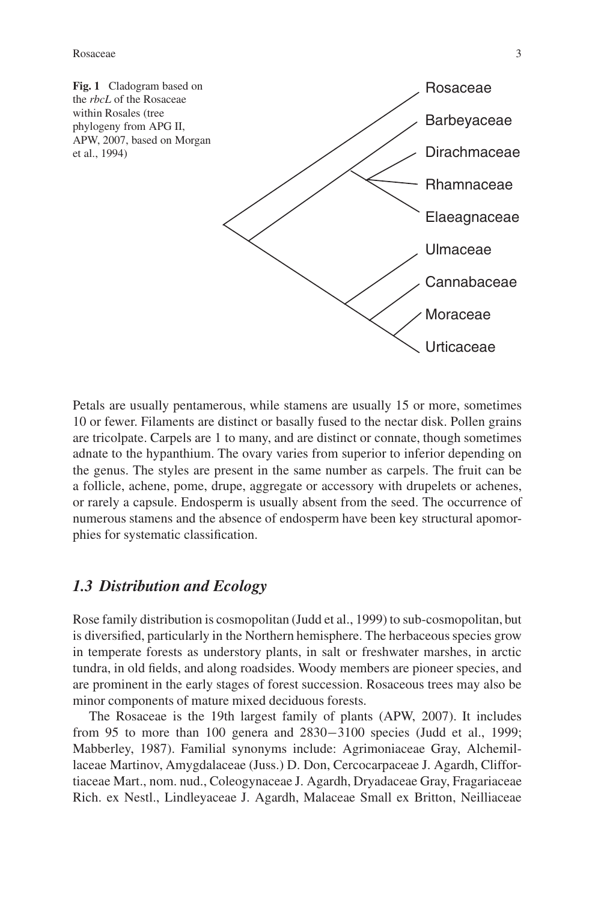**Fig. 1** Cladogram based on the *rbcL* of the Rosaceae within Rosales (tree phylogeny from APG II, APW, 2007, based on Morgan et al., 1994)

Petals are usually pentamerous, while stamens are usually 15 or more, sometimes 10 or fewer. Filaments are distinct or basally fused to the nectar disk. Pollen grains are tricolpate. Carpels are 1 to many, and are distinct or connate, though sometimes adnate to the hypanthium. The ovary varies from superior to inferior depending on the genus. The styles are present in the same number as carpels. The fruit can be a follicle, achene, pome, drupe, aggregate or accessory with drupelets or achenes, or rarely a capsule. Endosperm is usually absent from the seed. The occurrence of numerous stamens and the absence of endosperm have been key structural apomorphies for systematic classification.

## *1.3 Distribution and Ecology*

Rose family distribution is cosmopolitan (Judd et al., 1999) to sub-cosmopolitan, but is diversified, particularly in the Northern hemisphere. The herbaceous species grow in temperate forests as understory plants, in salt or freshwater marshes, in arctic tundra, in old fields, and along roadsides. Woody members are pioneer species, and are prominent in the early stages of forest succession. Rosaceous trees may also be minor components of mature mixed deciduous forests.

The Rosaceae is the 19th largest family of plants (APW, 2007). It includes from 95 to more than 100 genera and 2830−3100 species (Judd et al., 1999; Mabberley, 1987). Familial synonyms include: Agrimoniaceae Gray, Alchemillaceae Martinov, Amygdalaceae (Juss.) D. Don, Cercocarpaceae J. Agardh, Cliffortiaceae Mart., nom. nud., Coleogynaceae J. Agardh, Dryadaceae Gray, Fragariaceae Rich. ex Nestl., Lindleyaceae J. Agardh, Malaceae Small ex Britton, Neilliaceae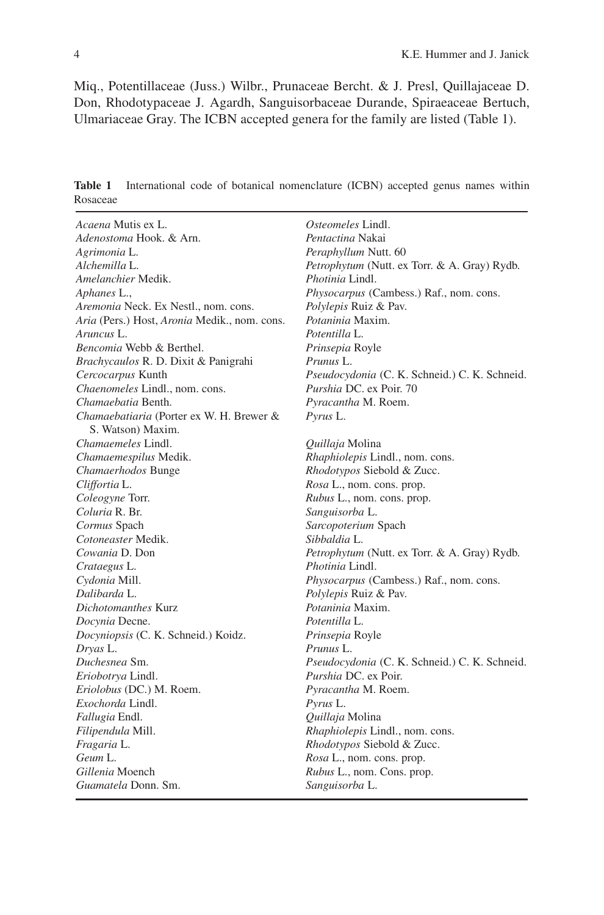Miq., Potentillaceae (Juss.) Wilbr., Prunaceae Bercht. & J. Presl, Quillajaceae D. Don, Rhodotypaceae J. Agardh, Sanguisorbaceae Durande, Spiraeaceae Bertuch, Ulmariaceae Gray. The ICBN accepted genera for the family are listed (Table 1).

**Table 1** International code of botanical nomenclature (ICBN) accepted genus names within Rosaceae

| | |
|---|---|
| *Acaena* Mutis ex L. | *Osteomeles* Lindl. |
| *Adenostoma* Hook. & Arn. | *Pentactina* Nakai |
| *Agrimonia* L. | *Peraphyllum* Nutt. 60 |
| *Alchemilla* L. | *Petrophytum* (Nutt. ex Torr. & A. Gray) Rydb. |
| *Amelanchier* Medik. | *Photinia* Lindl. |
| *Aphanes* L., | *Physocarpus* (Cambess.) Raf., nom. cons. |
| *Aremonia* Neck. Ex Nestl., nom. cons. | *Polylepis* Ruiz & Pav. |
| *Aria* (Pers.) Host, *Aronia* Medik., nom. cons. | *Potaninia* Maxim. |
| *Aruncus* L. | *Potentilla* L. |
| *Bencomia* Webb & Berthel. | *Prinsepia* Royle |
| *Brachycaulos* R. D. Dixit & Panigrahi | *Prunus* L. |
| *Cercocarpus* Kunth | *Pseudocydonia* (C. K. Schneid.) C. K. Schneid. |
| *Chaenomeles* Lindl., nom. cons. | *Purshia* DC. ex Poir. 70 |
| *Chamaebatia* Benth. | *Pyracantha* M. Roem. |
| *Chamaebatiaria* (Porter ex W. H. Brewer & S. Watson) Maxim. | *Pyrus* L. |
| *Chamaemeles* Lindl. | *Quillaja* Molina |
| *Chamaemespilus* Medik. | *Rhaphiolepis* Lindl., nom. cons. |
| *Chamaerhodos* Bunge | *Rhodotypos* Siebold & Zucc. |
| *Cliffortia* L. | *Rosa* L., nom. cons. prop. |
| *Coleogyne* Torr. | *Rubus* L., nom. cons. prop. |
| *Coluria* R. Br. | *Sanguisorba* L. |
| *Cormus* Spach | *Sarcopoterium* Spach |
| *Cotoneaster* Medik. | *Sibbaldia* L. |
| *Cowania* D. Don | *Petrophytum* (Nutt. ex Torr. & A. Gray) Rydb. |
| *Crataegus* L. | *Photinia* Lindl. |
| *Cydonia* Mill. | *Physocarpus* (Cambess.) Raf., nom. cons. |
| *Dalibarda* L. | *Polylepis* Ruiz & Pav. |
| *Dichotomanthes* Kurz | *Potaninia* Maxim. |
| *Docynia* Decne. | *Potentilla* L. |
| *Docyniopsis* (C. K. Schneid.) Koidz. | *Prinsepia* Royle |
| *Dryas* L. | *Prunus* L. |
| *Duchesnea* Sm. | *Pseudocydonia* (C. K. Schneid.) C. K. Schneid. |
| *Eriobotrya* Lindl. | *Purshia* DC. ex Poir. |
| *Eriolobus* (DC.) M. Roem. | *Pyracantha* M. Roem. |
| *Exochorda* Lindl. | *Pyrus* L. |
| *Fallugia* Endl. | *Quillaja* Molina |
| *Filipendula* Mill. | *Rhaphiolepis* Lindl., nom. cons. |
| *Fragaria* L. | *Rhodotypos* Siebold & Zucc. |
| *Geum* L. | *Rosa* L., nom. cons. prop. |
| *Gillenia* Moench | *Rubus* L., nom. Cons. prop. |
| *Guamatela* Donn. Sm. | *Sanguisorba* L. |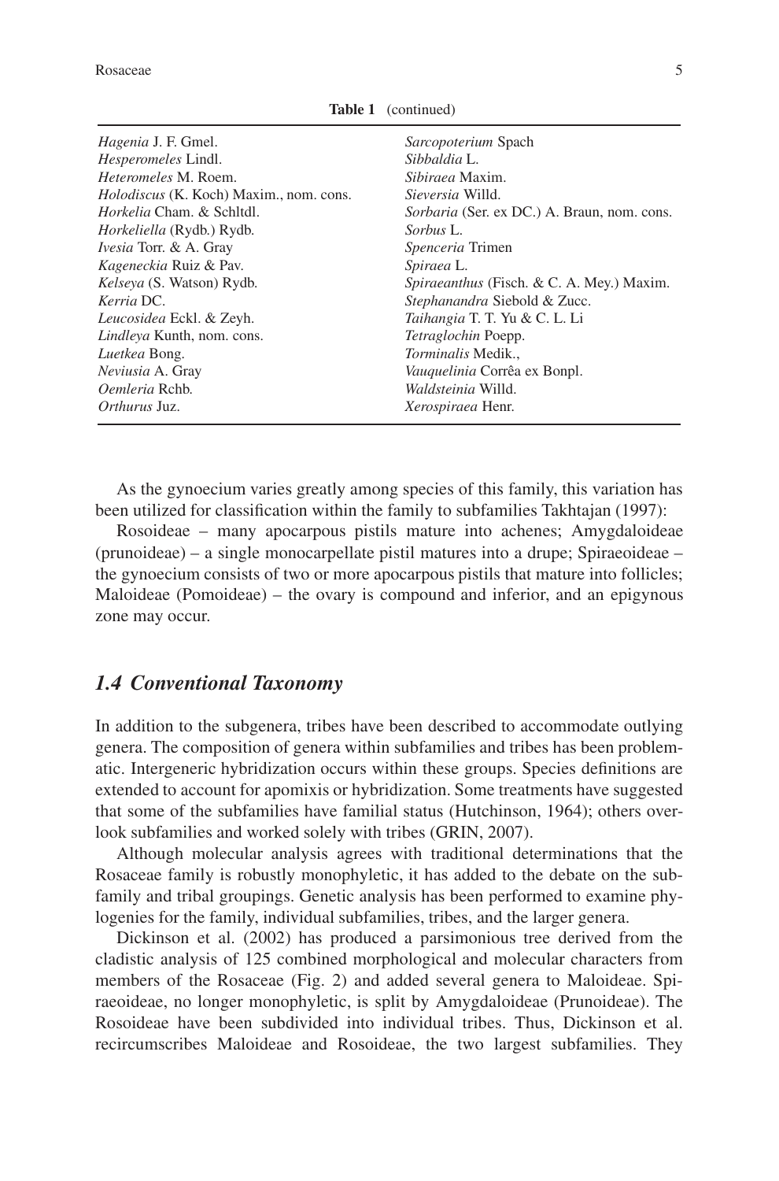**Table 1** (continued)

| | |
|---|---|
| *Hagenia* J. F. Gmel. | *Sarcopoterium* Spach |
| *Hesperomeles* Lindl. | *Sibbaldia* L. |
| *Heteromeles* M. Roem. | *Sibiraea* Maxim. |
| *Holodiscus* (K. Koch) Maxim., nom. cons. | *Sieversia* Willd. |
| *Horkelia* Cham. & Schltdl. | *Sorbaria* (Ser. ex DC.) A. Braun, nom. cons. |
| *Horkeliella* (Rydb.) Rydb. | *Sorbus* L. |
| *Ivesia* Torr. & A. Gray | *Spenceria* Trimen |
| *Kageneckia* Ruiz & Pav. | *Spiraea* L. |
| *Kelseya* (S. Watson) Rydb. | *Spiraeanthus* (Fisch. & C. A. Mey.) Maxim. |
| *Kerria* DC. | *Stephanandra* Siebold & Zucc. |
| *Leucosidea* Eckl. & Zeyh. | *Taihangia* T. T. Yu & C. L. Li |
| *Lindleya* Kunth, nom. cons. | *Tetraglochin* Poepp. |
| *Luetkea* Bong. | *Torminalis* Medik., |
| *Neviusia* A. Gray | *Vauquelinia* Corrêa ex Bonpl. |
| *Oemleria* Rchb. | *Waldsteinia* Willd. |
| *Orthurus* Juz. | *Xerospiraea* Henr. |

As the gynoecium varies greatly among species of this family, this variation has been utilized for classification within the family to subfamilies Takhtajan (1997):

Rosoideae – many apocarpous pistils mature into achenes; Amygdaloideae (prunoideae) – a single monocarpellate pistil matures into a drupe; Spiraeoideae – the gynoecium consists of two or more apocarpous pistils that mature into follicles; Maloideae (Pomoideae) – the ovary is compound and inferior, and an epigynous zone may occur.

## *1.4 Conventional Taxonomy*

In addition to the subgenera, tribes have been described to accommodate outlying genera. The composition of genera within subfamilies and tribes has been problematic. Intergeneric hybridization occurs within these groups. Species definitions are extended to account for apomixis or hybridization. Some treatments have suggested that some of the subfamilies have familial status (Hutchinson, 1964); others overlook subfamilies and worked solely with tribes (GRIN, 2007).

Although molecular analysis agrees with traditional determinations that the Rosaceae family is robustly monophyletic, it has added to the debate on the subfamily and tribal groupings. Genetic analysis has been performed to examine phylogenies for the family, individual subfamilies, tribes, and the larger genera.

Dickinson et al. (2002) has produced a parsimonious tree derived from the cladistic analysis of 125 combined morphological and molecular characters from members of the Rosaceae (Fig. 2) and added several genera to Maloideae. Spiraeoideae, no longer monophyletic, is split by Amygdaloideae (Prunoideae). The Rosoideae have been subdivided into individual tribes. Thus, Dickinson et al. recircumscribes Maloideae and Rosoideae, the two largest subfamilies. They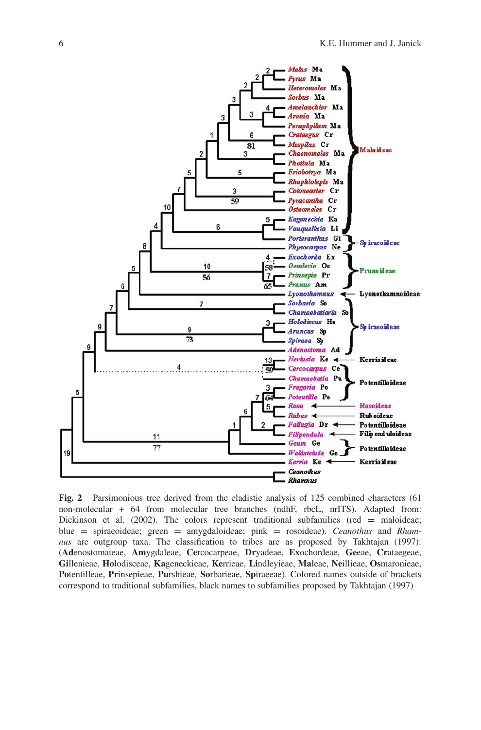**Fig. 2** Parsimonious tree derived from the cladistic analysis of 125 combined characters (61 non-molecular + 64 from molecular tree branches (ndhF, rbcL, nrITS). Adapted from: Dickinson et al. (2002). The colors represent traditional subfamilies (red = maloideae; blue = spiraeoideae; green = amygdaloideae; pink = rosoideae). *Ceanothus* and *Rhamnus* are outgroup taxa. The classification to tribes are as proposed by Takhtajan (1997): (**Ad**enostomateae, **Am**ygdaleae, **Ce**rcocarpeae, **Dr**yadeae, **Ex**ochordeae, **Ge**eae, **Cr**ataegeae, **Gi**llenieae, **Ho**lodisceae, **Ka**geneckieae, **Ke**rrieae, **Li**ndleyieae, **Ma**leae, **Ne**illieae, **Os**maronieae, **Po**tentilleae, **Pr**insepieae, **Pu**rshieae, **So**rbarieae, **Sp**iraeeae). Colored names outside of brackets correspond to traditional subfamilies, black names to subfamilies proposed by Takhtajan (1997)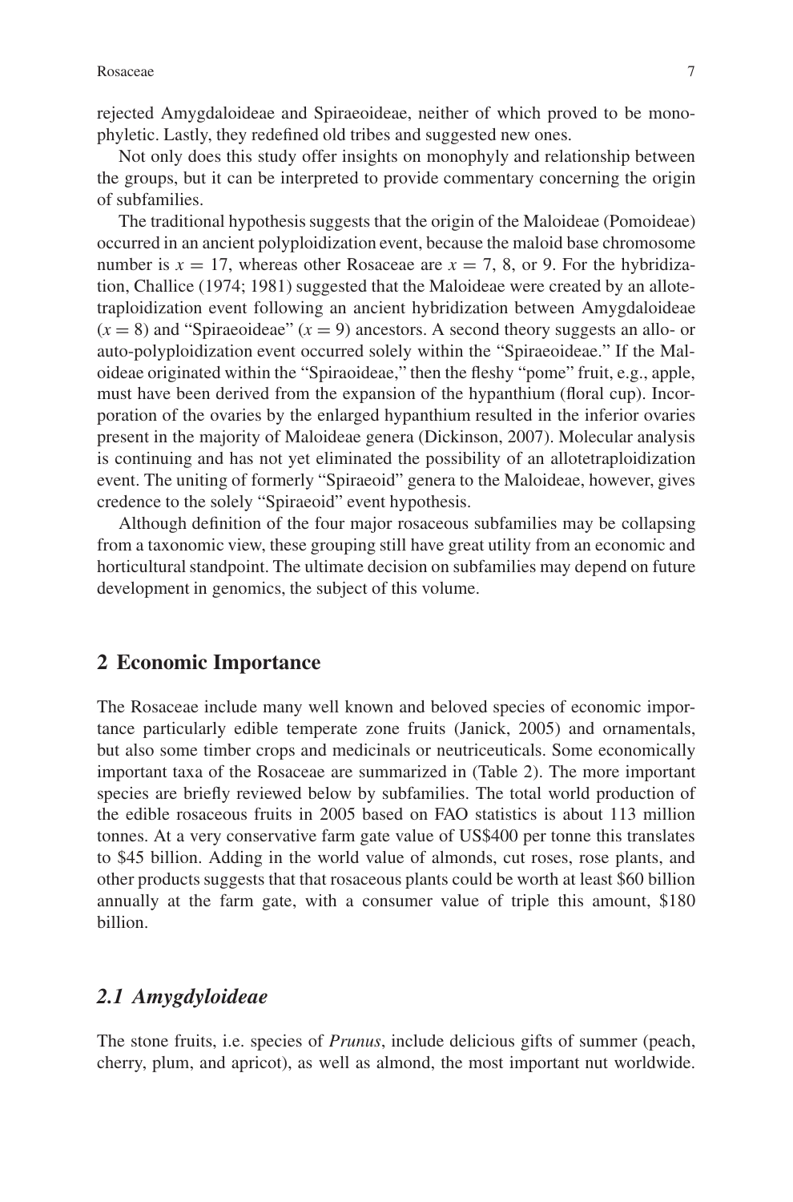rejected Amygdaloideae and Spiraeoideae, neither of which proved to be monophyletic. Lastly, they redefined old tribes and suggested new ones.

Not only does this study offer insights on monophyly and relationship between the groups, but it can be interpreted to provide commentary concerning the origin of subfamilies.

The traditional hypothesis suggests that the origin of the Maloideae (Pomoideae) occurred in an ancient polyploidization event, because the maloid base chromosome number is $x = 17$, whereas other Rosaceae are $x = 7$, 8, or 9. For the hybridization, Challice (1974; 1981) suggested that the Maloideae were created by an allotetraploidization event following an ancient hybridization between Amygdaloideae ($x = 8$) and "Spiraeoideae" ($x = 9$) ancestors. A second theory suggests an allo- or auto-polyploidization event occurred solely within the "Spiraeoideae." If the Maloideae originated within the "Spiraoideae," then the fleshy "pome" fruit, e.g., apple, must have been derived from the expansion of the hypanthium (floral cup). Incorporation of the ovaries by the enlarged hypanthium resulted in the inferior ovaries present in the majority of Maloideae genera (Dickinson, 2007). Molecular analysis is continuing and has not yet eliminated the possibility of an allotetraploidization event. The uniting of formerly "Spiraeoid" genera to the Maloideae, however, gives credence to the solely "Spiraeoid" event hypothesis.

Although definition of the four major rosaceous subfamilies may be collapsing from a taxonomic view, these grouping still have great utility from an economic and horticultural standpoint. The ultimate decision on subfamilies may depend on future development in genomics, the subject of this volume.

## 2 Economic Importance

The Rosaceae include many well known and beloved species of economic importance particularly edible temperate zone fruits (Janick, 2005) and ornamentals, but also some timber crops and medicinals or neutriceuticals. Some economically important taxa of the Rosaceae are summarized in (Table 2). The more important species are briefly reviewed below by subfamilies. The total world production of the edible rosaceous fruits in 2005 based on FAO statistics is about 113 million tonnes. At a very conservative farm gate value of US$400 per tonne this translates to $45 billion. Adding in the world value of almonds, cut roses, rose plants, and other products suggests that that rosaceous plants could be worth at least $60 billion annually at the farm gate, with a consumer value of triple this amount, $180 billion.

### *2.1 Amygdyloideae*

The stone fruits, i.e. species of *Prunus*, include delicious gifts of summer (peach, cherry, plum, and apricot), as well as almond, the most important nut worldwide.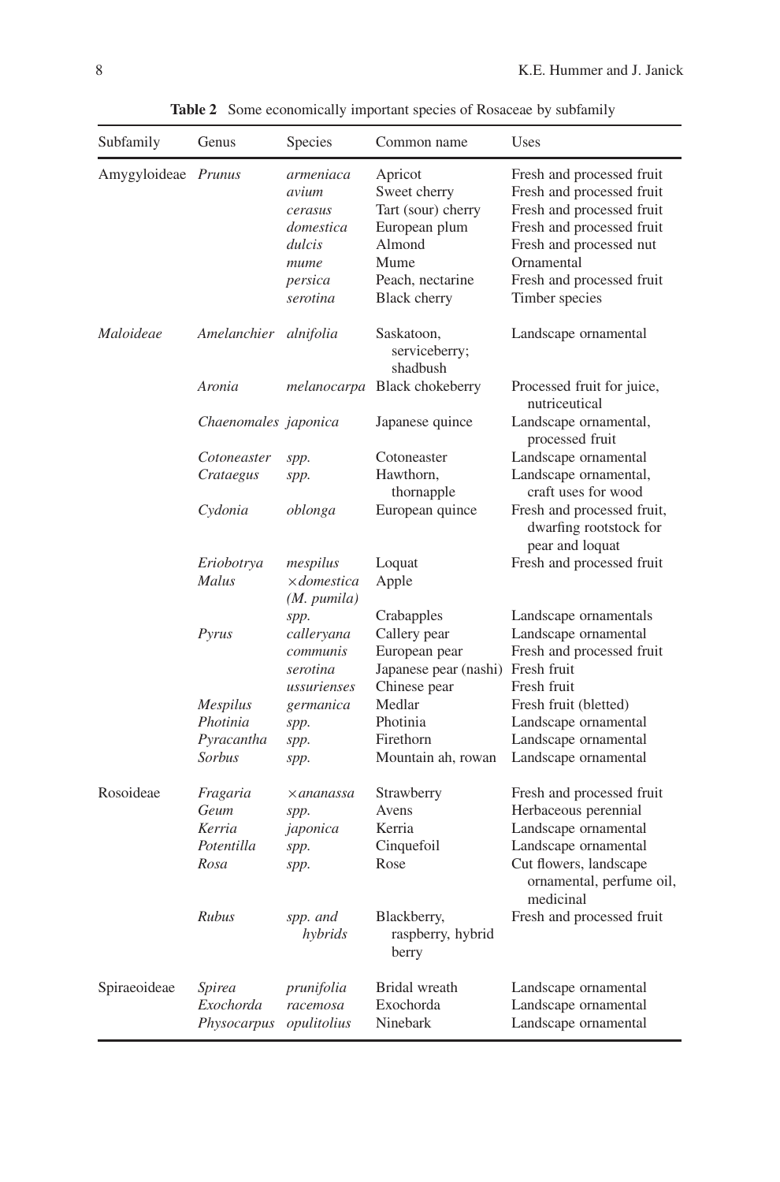**Table 2** Some economically important species of Rosaceae by subfamily

| Subfamily | Genus | Species | Common name | Uses |
|---|---|---|---|---|
| Amygyloideae | *Prunus* | *armeniaca* | Apricot | Fresh and processed fruit |
| | | *avium* | Sweet cherry | Fresh and processed fruit |
| | | *cerasus* | Tart (sour) cherry | Fresh and processed fruit |
| | | *domestica* | European plum | Fresh and processed fruit |
| | | *dulcis* | Almond | Fresh and processed nut |
| | | *mume* | Mume | Ornamental |
| | | *persica* | Peach, nectarine | Fresh and processed fruit |
| | | *serotina* | Black cherry | Timber species |
| *Maloideae* | *Amelanchier* | *alnifolia* | Saskatoon, serviceberry; shadbush | Landscape ornamental |
| | *Aronia* | *melanocarpa* | Black chokeberry | Processed fruit for juice, nutriceutical |
| | *Chaenomales* | *japonica* | Japanese quince | Landscape ornamental, processed fruit |
| | *Cotoneaster* | *spp.* | Cotoneaster | Landscape ornamental |
| | *Crataegus* | *spp.* | Hawthorn, thornapple | Landscape ornamental, craft uses for wood |
| | *Cydonia* | *oblonga* | European quince | Fresh and processed fruit, dwarfing rootstock for pear and loquat |
| | *Eriobotrya* | *mespilus* | Loquat | Fresh and processed fruit |
| | *Malus* | *×domestica (M. pumila)* | Apple | |
| | | *spp.* | Crabapples | Landscape ornamentals |
| | *Pyrus* | *calleryana* | Callery pear | Landscape ornamental |
| | | *communis* | European pear | Fresh and processed fruit |
| | | *serotina* | Japanese pear (nashi) | Fresh fruit |
| | | *ussuriensis* | Chinese pear | Fresh fruit |
| | *Mespilus* | *germanica* | Medlar | Fresh fruit (bletted) |
| | *Photinia* | *spp.* | Photinia | Landscape ornamental |
| | *Pyracantha* | *spp.* | Firethorn | Landscape ornamental |
| | *Sorbus* | *spp.* | Mountain ah, rowan | Landscape ornamental |
| Rosoideae | *Fragaria* | *×ananassa* | Strawberry | Fresh and processed fruit |
| | *Geum* | *spp.* | Avens | Herbaceous perennial |
| | *Kerria* | *japonica* | Kerria | Landscape ornamental |
| | *Potentilla* | *spp.* | Cinquefoil | Landscape ornamental |
| | *Rosa* | *spp.* | Rose | Cut flowers, landscape ornamental, perfume oil, medicinal |
| | *Rubus* | *spp. and hybrids* | Blackberry, raspberry, hybrid berry | Fresh and processed fruit |
| Spiraeoideae | *Spirea* | *prunifolia* | Bridal wreath | Landscape ornamental |
| | *Exochorda* | *racemosa* | Exochorda | Landscape ornamental |
| | *Physocarpus* | *opulitolius* | Ninebark | Landscape ornamental |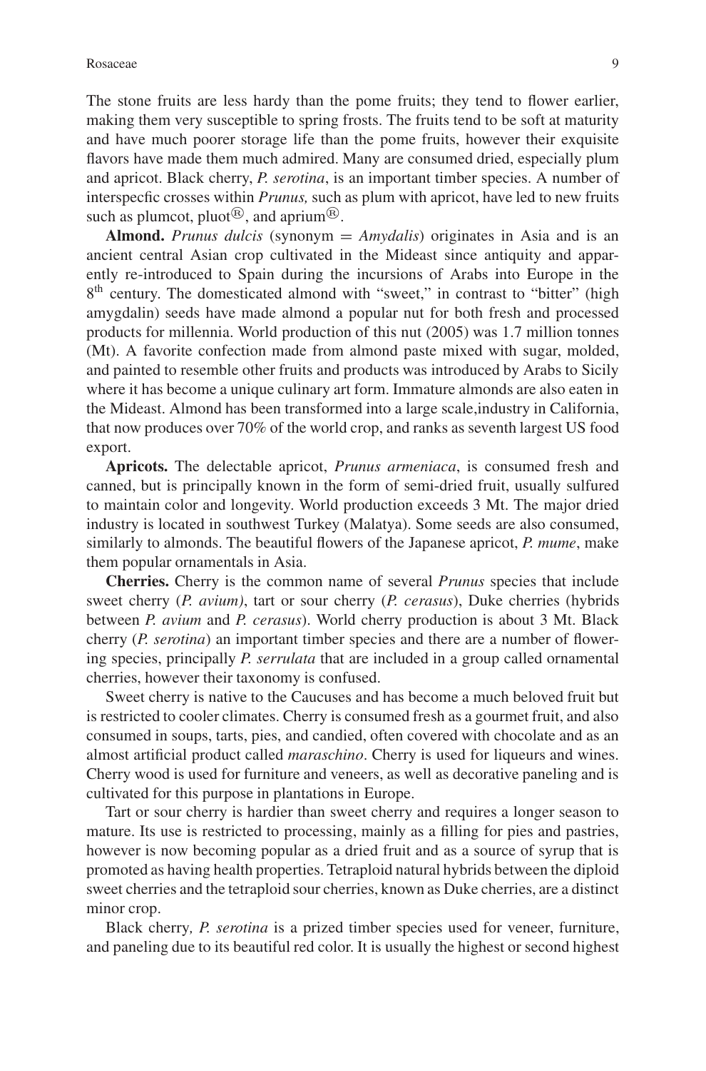The stone fruits are less hardy than the pome fruits; they tend to flower earlier, making them very susceptible to spring frosts. The fruits tend to be soft at maturity and have much poorer storage life than the pome fruits, however their exquisite flavors have made them much admired. Many are consumed dried, especially plum and apricot. Black cherry, *P. serotina*, is an important timber species. A number of interspecfic crosses within *Prunus,* such as plum with apricot, have led to new fruits such as plumcot, pluot®, and aprium®.

**Almond.** *Prunus dulcis* (synonym = *Amydalis*) originates in Asia and is an ancient central Asian crop cultivated in the Mideast since antiquity and apparently re-introduced to Spain during the incursions of Arabs into Europe in the 8th century. The domesticated almond with "sweet," in contrast to "bitter" (high amygdalin) seeds have made almond a popular nut for both fresh and processed products for millennia. World production of this nut (2005) was 1.7 million tonnes (Mt). A favorite confection made from almond paste mixed with sugar, molded, and painted to resemble other fruits and products was introduced by Arabs to Sicily where it has become a unique culinary art form. Immature almonds are also eaten in the Mideast. Almond has been transformed into a large scale,industry in California, that now produces over 70% of the world crop, and ranks as seventh largest US food export.

**Apricots.** The delectable apricot, *Prunus armeniaca*, is consumed fresh and canned, but is principally known in the form of semi-dried fruit, usually sulfured to maintain color and longevity. World production exceeds 3 Mt. The major dried industry is located in southwest Turkey (Malatya). Some seeds are also consumed, similarly to almonds. The beautiful flowers of the Japanese apricot, *P. mume*, make them popular ornamentals in Asia.

**Cherries.** Cherry is the common name of several *Prunus* species that include sweet cherry (*P. avium)*, tart or sour cherry (*P. cerasus*), Duke cherries (hybrids between *P. avium* and *P. cerasus*). World cherry production is about 3 Mt. Black cherry (*P. serotina*) an important timber species and there are a number of flowering species, principally *P. serrulata* that are included in a group called ornamental cherries, however their taxonomy is confused.

Sweet cherry is native to the Caucuses and has become a much beloved fruit but is restricted to cooler climates. Cherry is consumed fresh as a gourmet fruit, and also consumed in soups, tarts, pies, and candied, often covered with chocolate and as an almost artificial product called *maraschino*. Cherry is used for liqueurs and wines. Cherry wood is used for furniture and veneers, as well as decorative paneling and is cultivated for this purpose in plantations in Europe.

Tart or sour cherry is hardier than sweet cherry and requires a longer season to mature. Its use is restricted to processing, mainly as a filling for pies and pastries, however is now becoming popular as a dried fruit and as a source of syrup that is promoted as having health properties. Tetraploid natural hybrids between the diploid sweet cherries and the tetraploid sour cherries, known as Duke cherries, are a distinct minor crop.

Black cherry*, P. serotina* is a prized timber species used for veneer, furniture, and paneling due to its beautiful red color. It is usually the highest or second highest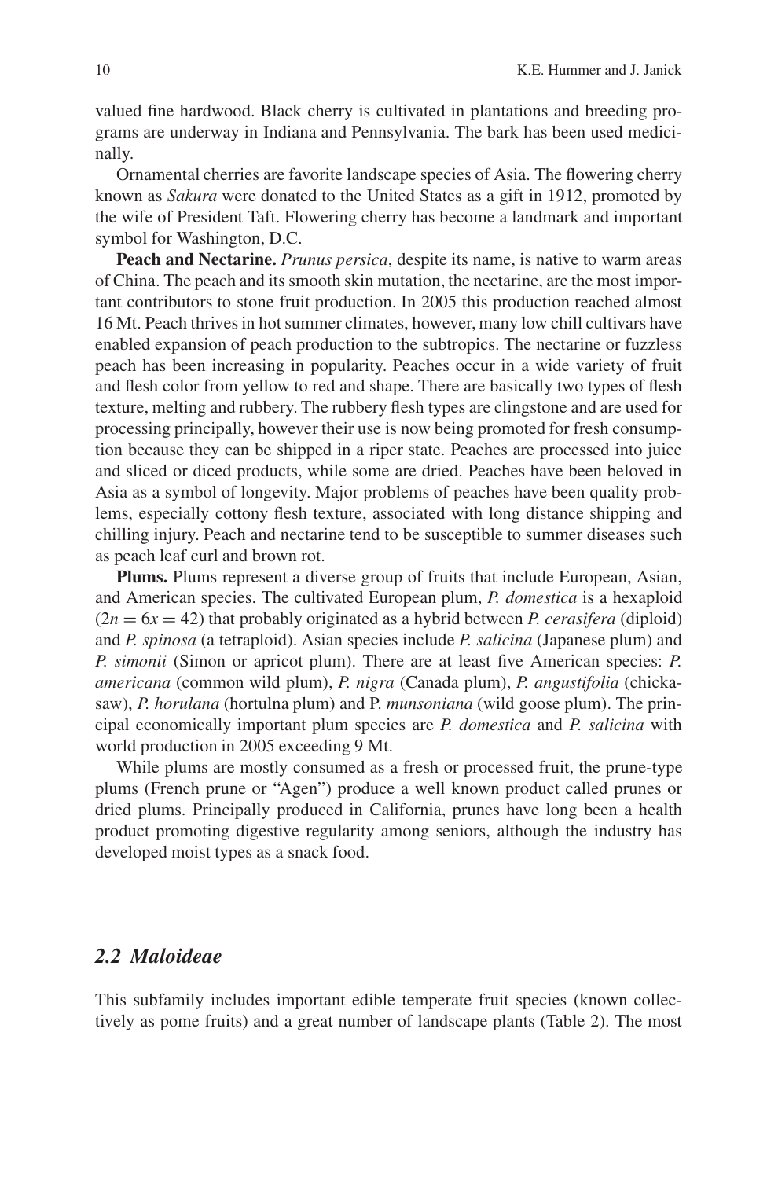valued fine hardwood. Black cherry is cultivated in plantations and breeding programs are underway in Indiana and Pennsylvania. The bark has been used medicinally.

Ornamental cherries are favorite landscape species of Asia. The flowering cherry known as *Sakura* were donated to the United States as a gift in 1912, promoted by the wife of President Taft. Flowering cherry has become a landmark and important symbol for Washington, D.C.

**Peach and Nectarine.** *Prunus persica*, despite its name, is native to warm areas of China. The peach and its smooth skin mutation, the nectarine, are the most important contributors to stone fruit production. In 2005 this production reached almost 16 Mt. Peach thrives in hot summer climates, however, many low chill cultivars have enabled expansion of peach production to the subtropics. The nectarine or fuzzless peach has been increasing in popularity. Peaches occur in a wide variety of fruit and flesh color from yellow to red and shape. There are basically two types of flesh texture, melting and rubbery. The rubbery flesh types are clingstone and are used for processing principally, however their use is now being promoted for fresh consumption because they can be shipped in a riper state. Peaches are processed into juice and sliced or diced products, while some are dried. Peaches have been beloved in Asia as a symbol of longevity. Major problems of peaches have been quality problems, especially cottony flesh texture, associated with long distance shipping and chilling injury. Peach and nectarine tend to be susceptible to summer diseases such as peach leaf curl and brown rot.

**Plums.** Plums represent a diverse group of fruits that include European, Asian, and American species. The cultivated European plum, *P. domestica* is a hexaploid ($2n = 6x = 42$) that probably originated as a hybrid between *P. cerasifera* (diploid) and *P. spinosa* (a tetraploid). Asian species include *P. salicina* (Japanese plum) and *P. simonii* (Simon or apricot plum). There are at least five American species: *P. americana* (common wild plum), *P. nigra* (Canada plum), *P. angustifolia* (chickasaw), *P. horulana* (hortulna plum) and P. *munsoniana* (wild goose plum). The principal economically important plum species are *P. domestica* and *P. salicina* with world production in 2005 exceeding 9 Mt.

While plums are mostly consumed as a fresh or processed fruit, the prune-type plums (French prune or "Agen") produce a well known product called prunes or dried plums. Principally produced in California, prunes have long been a health product promoting digestive regularity among seniors, although the industry has developed moist types as a snack food.

## *2.2 Maloideae*

This subfamily includes important edible temperate fruit species (known collectively as pome fruits) and a great number of landscape plants (Table 2). The most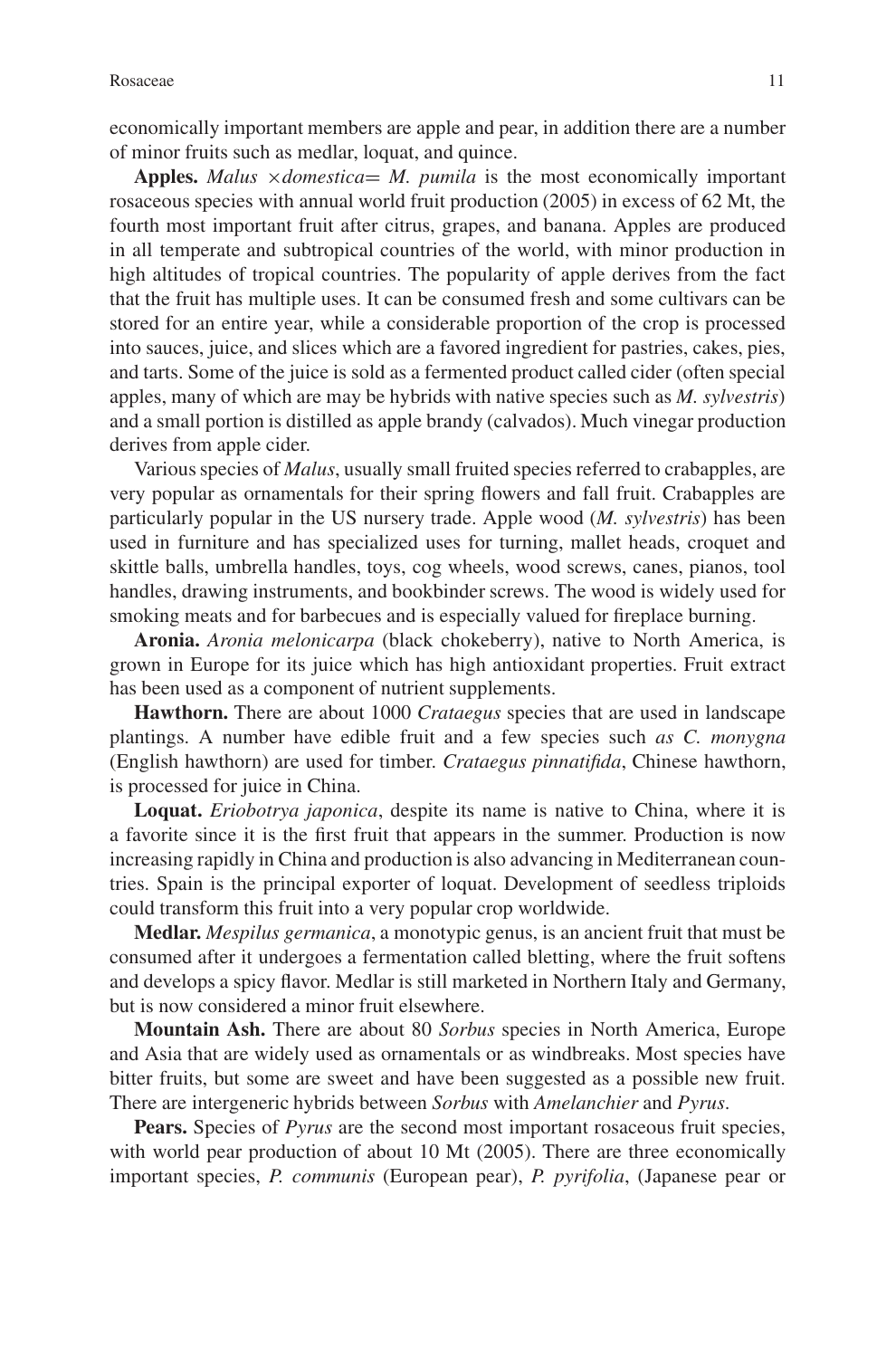economically important members are apple and pear, in addition there are a number of minor fruits such as medlar, loquat, and quince.

**Apples.** *Malus* ×*domestica*= *M. pumila* is the most economically important rosaceous species with annual world fruit production (2005) in excess of 62 Mt, the fourth most important fruit after citrus, grapes, and banana. Apples are produced in all temperate and subtropical countries of the world, with minor production in high altitudes of tropical countries. The popularity of apple derives from the fact that the fruit has multiple uses. It can be consumed fresh and some cultivars can be stored for an entire year, while a considerable proportion of the crop is processed into sauces, juice, and slices which are a favored ingredient for pastries, cakes, pies, and tarts. Some of the juice is sold as a fermented product called cider (often special apples, many of which are may be hybrids with native species such as *M. sylvestris*) and a small portion is distilled as apple brandy (calvados). Much vinegar production derives from apple cider.

Various species of *Malus*, usually small fruited species referred to crabapples, are very popular as ornamentals for their spring flowers and fall fruit. Crabapples are particularly popular in the US nursery trade. Apple wood (*M. sylvestris*) has been used in furniture and has specialized uses for turning, mallet heads, croquet and skittle balls, umbrella handles, toys, cog wheels, wood screws, canes, pianos, tool handles, drawing instruments, and bookbinder screws. The wood is widely used for smoking meats and for barbecues and is especially valued for fireplace burning.

**Aronia.** *Aronia melonicarpa* (black chokeberry), native to North America, is grown in Europe for its juice which has high antioxidant properties. Fruit extract has been used as a component of nutrient supplements.

**Hawthorn.** There are about 1000 *Crataegus* species that are used in landscape plantings. A number have edible fruit and a few species such *as C. monygna* (English hawthorn) are used for timber. *Crataegus pinnatifida*, Chinese hawthorn, is processed for juice in China.

**Loquat.** *Eriobotrya japonica*, despite its name is native to China, where it is a favorite since it is the first fruit that appears in the summer. Production is now increasing rapidly in China and production is also advancing in Mediterranean countries. Spain is the principal exporter of loquat. Development of seedless triploids could transform this fruit into a very popular crop worldwide.

**Medlar.** *Mespilus germanica*, a monotypic genus, is an ancient fruit that must be consumed after it undergoes a fermentation called bletting, where the fruit softens and develops a spicy flavor. Medlar is still marketed in Northern Italy and Germany, but is now considered a minor fruit elsewhere.

**Mountain Ash.** There are about 80 *Sorbus* species in North America, Europe and Asia that are widely used as ornamentals or as windbreaks. Most species have bitter fruits, but some are sweet and have been suggested as a possible new fruit. There are intergeneric hybrids between *Sorbus* with *Amelanchier* and *Pyrus*.

**Pears.** Species of *Pyrus* are the second most important rosaceous fruit species, with world pear production of about 10 Mt (2005). There are three economically important species, *P. communis* (European pear), *P. pyrifolia*, (Japanese pear or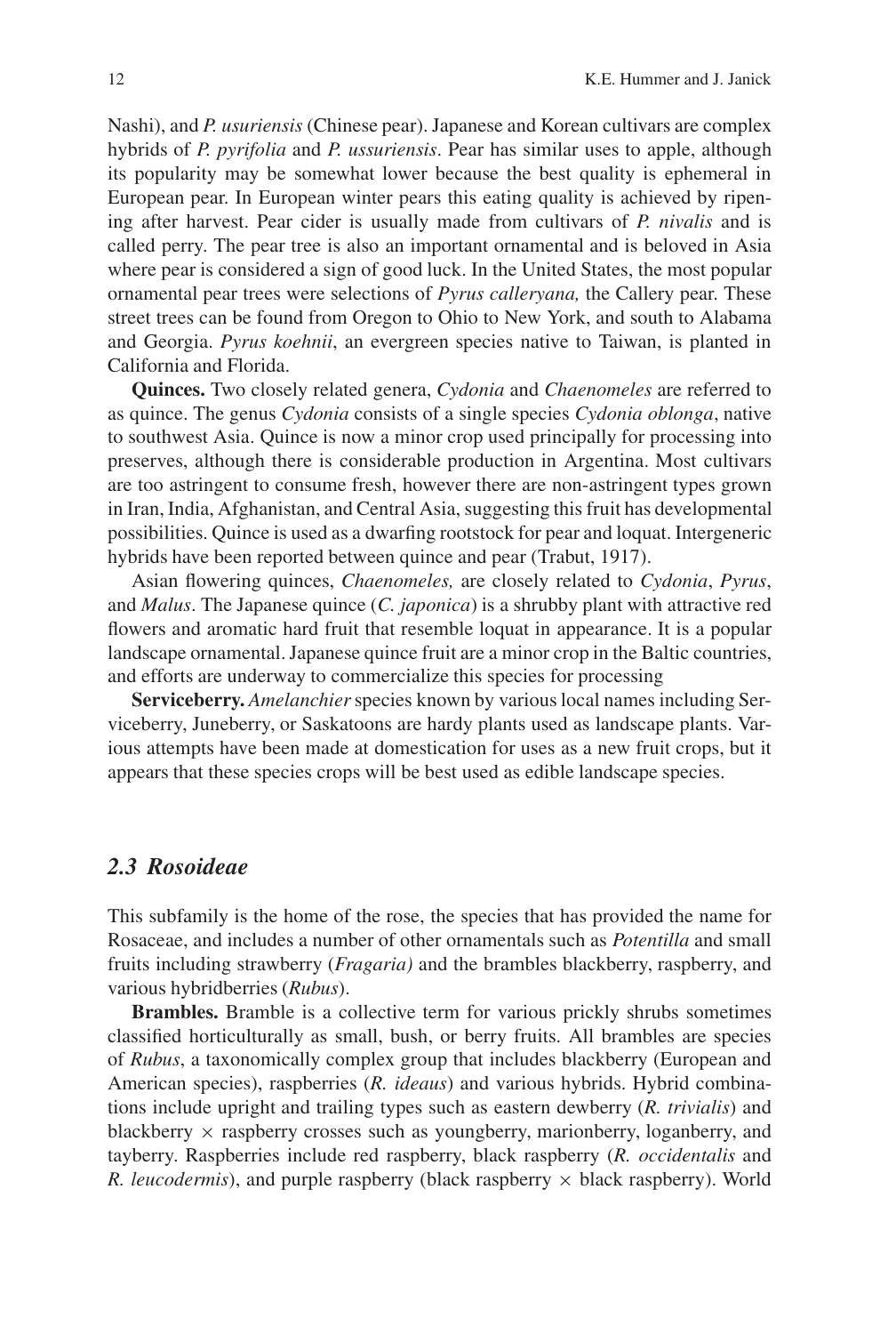Nashi), and *P. usuriensis* (Chinese pear). Japanese and Korean cultivars are complex hybrids of *P. pyrifolia* and *P. ussuriensis*. Pear has similar uses to apple, although its popularity may be somewhat lower because the best quality is ephemeral in European pear. In European winter pears this eating quality is achieved by ripening after harvest. Pear cider is usually made from cultivars of *P. nivalis* and is called perry. The pear tree is also an important ornamental and is beloved in Asia where pear is considered a sign of good luck. In the United States, the most popular ornamental pear trees were selections of *Pyrus calleryana,* the Callery pear. These street trees can be found from Oregon to Ohio to New York, and south to Alabama and Georgia. *Pyrus koehnii*, an evergreen species native to Taiwan, is planted in California and Florida.

**Quinces.** Two closely related genera, *Cydonia* and *Chaenomeles* are referred to as quince. The genus *Cydonia* consists of a single species *Cydonia oblonga*, native to southwest Asia. Quince is now a minor crop used principally for processing into preserves, although there is considerable production in Argentina. Most cultivars are too astringent to consume fresh, however there are non-astringent types grown in Iran, India, Afghanistan, and Central Asia, suggesting this fruit has developmental possibilities. Quince is used as a dwarfing rootstock for pear and loquat. Intergeneric hybrids have been reported between quince and pear (Trabut, 1917).

Asian flowering quinces, *Chaenomeles,* are closely related to *Cydonia*, *Pyrus*, and *Malus*. The Japanese quince (*C. japonica*) is a shrubby plant with attractive red flowers and aromatic hard fruit that resemble loquat in appearance. It is a popular landscape ornamental. Japanese quince fruit are a minor crop in the Baltic countries, and efforts are underway to commercialize this species for processing

**Serviceberry.** *Amelanchier* species known by various local names including Serviceberry, Juneberry, or Saskatoons are hardy plants used as landscape plants. Various attempts have been made at domestication for uses as a new fruit crops, but it appears that these species crops will be best used as edible landscape species.

### *2.3 Rosoideae*

This subfamily is the home of the rose, the species that has provided the name for Rosaceae, and includes a number of other ornamentals such as *Potentilla* and small fruits including strawberry (*Fragaria)* and the brambles blackberry, raspberry, and various hybridberries (*Rubus*).

**Brambles.** Bramble is a collective term for various prickly shrubs sometimes classified horticulturally as small, bush, or berry fruits. All brambles are species of *Rubus*, a taxonomically complex group that includes blackberry (European and American species), raspberries (*R. ideaus*) and various hybrids. Hybrid combinations include upright and trailing types such as eastern dewberry (*R. trivialis*) and blackberry × raspberry crosses such as youngberry, marionberry, loganberry, and tayberry. Raspberries include red raspberry, black raspberry (*R. occidentalis* and *R. leucodermis*), and purple raspberry (black raspberry × black raspberry). World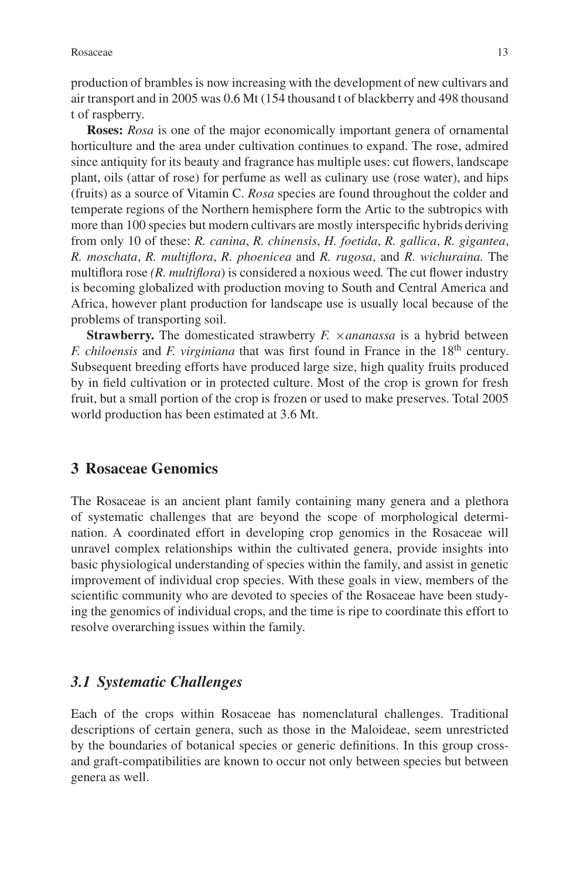production of brambles is now increasing with the development of new cultivars and air transport and in 2005 was 0.6 Mt (154 thousand t of blackberry and 498 thousand t of raspberry.

**Roses:** *Rosa* is one of the major economically important genera of ornamental horticulture and the area under cultivation continues to expand. The rose, admired since antiquity for its beauty and fragrance has multiple uses: cut flowers, landscape plant, oils (attar of rose) for perfume as well as culinary use (rose water), and hips (fruits) as a source of Vitamin C. *Rosa* species are found throughout the colder and temperate regions of the Northern hemisphere form the Artic to the subtropics with more than 100 species but modern cultivars are mostly interspecific hybrids deriving from only 10 of these: *R. canina*, *R. chinensis*, *H. foetida*, *R. gallica*, *R. gigantea*, *R. moschata*, *R. multiflora*, *R. phoenicea* and *R. rugosa*, and *R. wichuraina.* The multiflora rose *(R. multiflora*) is considered a noxious weed*.* The cut flower industry is becoming globalized with production moving to South and Central America and Africa, however plant production for landscape use is usually local because of the problems of transporting soil.

**Strawberry.** The domesticated strawberry *F. ×ananassa* is a hybrid between *F. chiloensis* and *F. virginiana* that was first found in France in the 18th century. Subsequent breeding efforts have produced large size, high quality fruits produced by in field cultivation or in protected culture. Most of the crop is grown for fresh fruit, but a small portion of the crop is frozen or used to make preserves. Total 2005 world production has been estimated at 3.6 Mt.

## 3 Rosaceae Genomics

The Rosaceae is an ancient plant family containing many genera and a plethora of systematic challenges that are beyond the scope of morphological determination. A coordinated effort in developing crop genomics in the Rosaceae will unravel complex relationships within the cultivated genera, provide insights into basic physiological understanding of species within the family, and assist in genetic improvement of individual crop species. With these goals in view, members of the scientific community who are devoted to species of the Rosaceae have been studying the genomics of individual crops, and the time is ripe to coordinate this effort to resolve overarching issues within the family.

### *3.1 Systematic Challenges*

Each of the crops within Rosaceae has nomenclatural challenges. Traditional descriptions of certain genera, such as those in the Maloideae, seem unrestricted by the boundaries of botanical species or generic definitions. In this group cross- and graft-compatibilities are known to occur not only between species but between genera as well.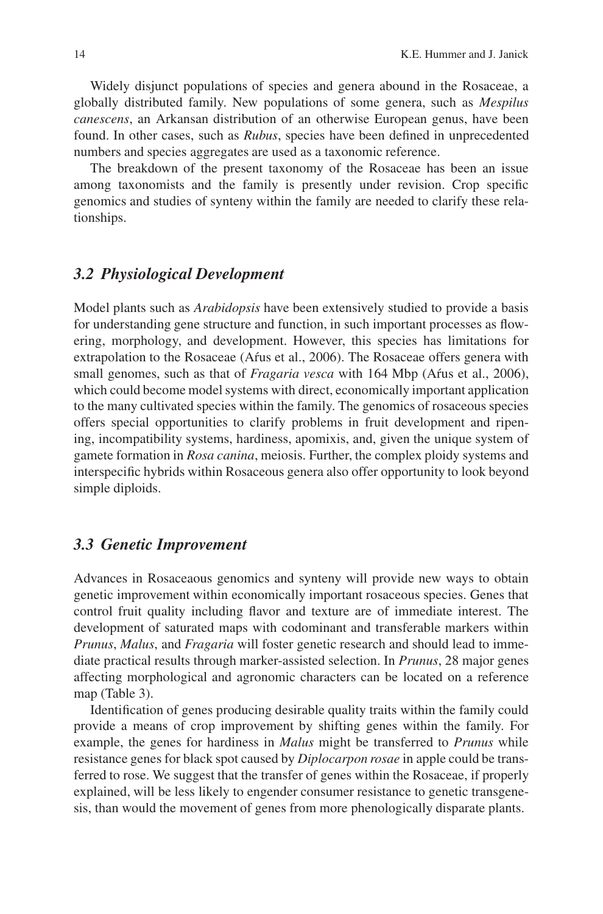Widely disjunct populations of species and genera abound in the Rosaceae, a globally distributed family. New populations of some genera, such as *Mespilus canescens*, an Arkansan distribution of an otherwise European genus, have been found. In other cases, such as *Rubus*, species have been defined in unprecedented numbers and species aggregates are used as a taxonomic reference.

The breakdown of the present taxonomy of the Rosaceae has been an issue among taxonomists and the family is presently under revision. Crop specific genomics and studies of synteny within the family are needed to clarify these relationships.

### *3.2 Physiological Development*

Model plants such as *Arabidopsis* have been extensively studied to provide a basis for understanding gene structure and function, in such important processes as flowering, morphology, and development. However, this species has limitations for extrapolation to the Rosaceae (Aŕus et al., 2006). The Rosaceae offers genera with small genomes, such as that of *Fragaria vesca* with 164 Mbp (Aŕus et al., 2006), which could become model systems with direct, economically important application to the many cultivated species within the family. The genomics of rosaceous species offers special opportunities to clarify problems in fruit development and ripening, incompatibility systems, hardiness, apomixis, and, given the unique system of gamete formation in *Rosa canina*, meiosis. Further, the complex ploidy systems and interspecific hybrids within Rosaceous genera also offer opportunity to look beyond simple diploids.

### *3.3 Genetic Improvement*

Advances in Rosaceaous genomics and synteny will provide new ways to obtain genetic improvement within economically important rosaceous species. Genes that control fruit quality including flavor and texture are of immediate interest. The development of saturated maps with codominant and transferable markers within *Prunus*, *Malus*, and *Fragaria* will foster genetic research and should lead to immediate practical results through marker-assisted selection. In *Prunus*, 28 major genes affecting morphological and agronomic characters can be located on a reference map (Table 3).

Identification of genes producing desirable quality traits within the family could provide a means of crop improvement by shifting genes within the family. For example, the genes for hardiness in *Malus* might be transferred to *Prunus* while resistance genes for black spot caused by *Diplocarpon rosae* in apple could be transferred to rose. We suggest that the transfer of genes within the Rosaceae, if properly explained, will be less likely to engender consumer resistance to genetic transgenesis, than would the movement of genes from more phenologically disparate plants.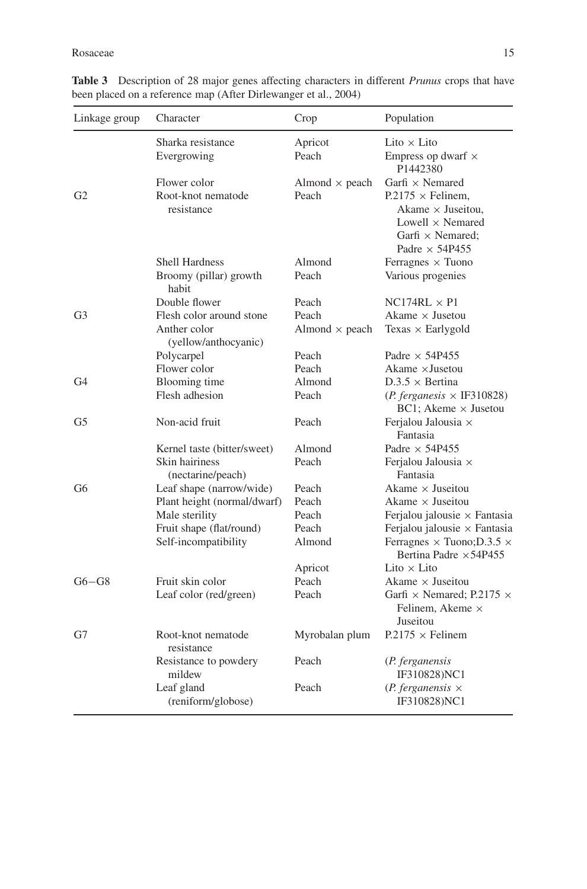**Table 3** Description of 28 major genes affecting characters in different *Prunus* crops that have been placed on a reference map (After Dirlewanger et al., 2004)

| Linkage group | Character | Crop | Population |
|---|---|---|---|
| G2 | Sharka resistance | Apricot | Lito × Lito |
| | Evergrowing | Peach | Empress op dwarf × P1442380 |
| | Flower color | Almond × peach | Garfi × Nemared |
| | Root-knot nematode resistance | Peach | P.2175 × Felinem, Akame × Juseitou, Lowell × Nemared Garfi × Nemared; Padre × 54P455 |
| | Shell Hardness | Almond | Ferragnes × Tuono |
| G3 | Broomy (pillar) growth habit | Peach | Various progenies |
| | Double flower | Peach | NC174RL × P1 |
| | Flesh color around stone | Peach | Akame × Jusetou |
| | Anther color (yellow/anthocyanic) | Almond × peach | Texas × Earlygold |
| | Polycarpel | Peach | Padre × 54P455 |
| G4 | Flower color | Peach | Akame ×Jusetou |
| | Blooming time | Almond | D.3.5 × Bertina |
| | Flesh adhesion | Peach | (*P. ferganesis* × IF310828) BC1; Akeme × Jusetou |
| G5 | Non-acid fruit | Peach | Ferjalou Jalousia × Fantasia |
| G6 | Kernel taste (bitter/sweet) | Almond | Padre × 54P455 |
| | Skin hairiness (nectarine/peach) | Peach | Ferjalou Jalousia × Fantasia |
| | Leaf shape (narrow/wide) | Peach | Akame × Juseitou |
| | Plant height (normal/dwarf) | Peach | Akame × Juseitou |
| | Male sterility | Peach | Ferjalou jalousie × Fantasia |
| | Fruit shape (flat/round) | Peach | Ferjalou jalousie × Fantasia |
| | Self-incompatibility | Almond | Ferragnes × Tuono;D.3.5 × Bertina Padre ×54P455 |
| | | Apricot | Lito × Lito |
| G6−G8 | Fruit skin color | Peach | Akame × Juseitou |
| | Leaf color (red/green) | Peach | Garfi × Nemared; P.2175 × Felinem, Akeme × Juseitou |
| G7 | Root-knot nematode resistance | Myrobalan plum | P.2175 × Felinem |
| | Resistance to powdery mildew | Peach | (*P. ferganensis* IF310828)NC1 |
| | Leaf gland (reniform/globose) | Peach | (*P. ferganensis* × IF310828)NC1 |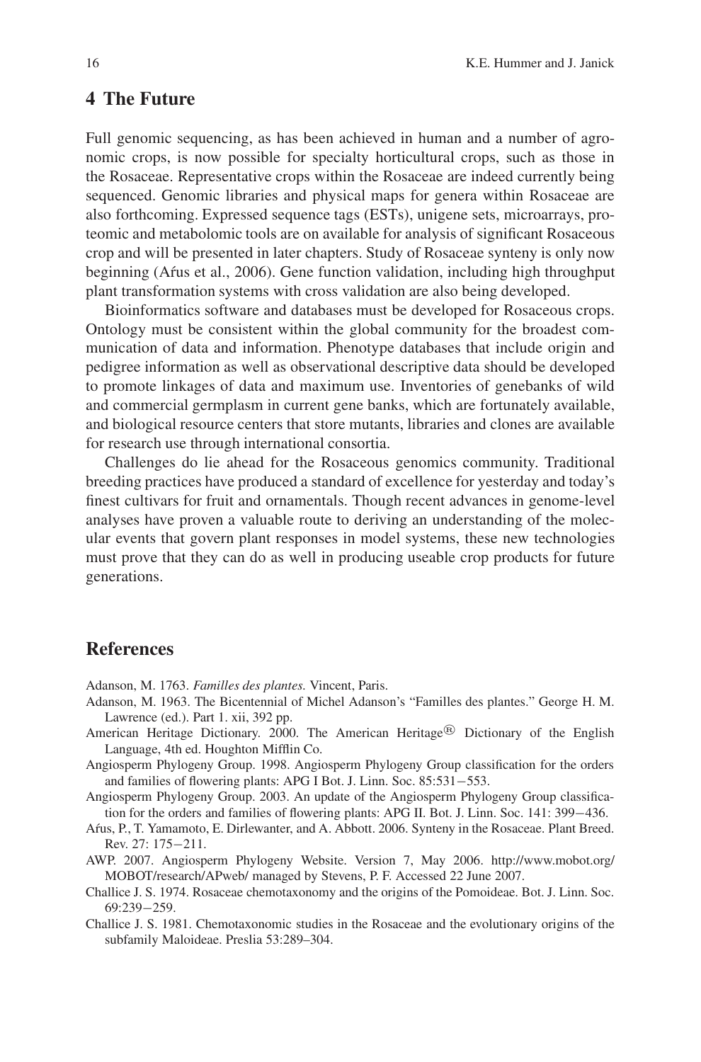## 4 The Future

Full genomic sequencing, as has been achieved in human and a number of agronomic crops, is now possible for specialty horticultural crops, such as those in the Rosaceae. Representative crops within the Rosaceae are indeed currently being sequenced. Genomic libraries and physical maps for genera within Rosaceae are also forthcoming. Expressed sequence tags (ESTs), unigene sets, microarrays, proteomic and metabolomic tools are on available for analysis of significant Rosaceous crop and will be presented in later chapters. Study of Rosaceae synteny is only now beginning (Aŕus et al., 2006). Gene function validation, including high throughput plant transformation systems with cross validation are also being developed.

Bioinformatics software and databases must be developed for Rosaceous crops. Ontology must be consistent within the global community for the broadest communication of data and information. Phenotype databases that include origin and pedigree information as well as observational descriptive data should be developed to promote linkages of data and maximum use. Inventories of genebanks of wild and commercial germplasm in current gene banks, which are fortunately available, and biological resource centers that store mutants, libraries and clones are available for research use through international consortia.

Challenges do lie ahead for the Rosaceous genomics community. Traditional breeding practices have produced a standard of excellence for yesterday and today's finest cultivars for fruit and ornamentals. Though recent advances in genome-level analyses have proven a valuable route to deriving an understanding of the molecular events that govern plant responses in model systems, these new technologies must prove that they can do as well in producing useable crop products for future generations.

## References

Adanson, M. 1763. *Familles des plantes.* Vincent, Paris.

Adanson, M. 1963. The Bicentennial of Michel Adanson's "Familles des plantes." George H. M. Lawrence (ed.). Part 1. xii, 392 pp.

American Heritage Dictionary. 2000. The American Heritage® Dictionary of the English Language, 4th ed. Houghton Mifflin Co.

Angiosperm Phylogeny Group. 1998. Angiosperm Phylogeny Group classification for the orders and families of flowering plants: APG I Bot. J. Linn. Soc. 85:531−553.

Angiosperm Phylogeny Group. 2003. An update of the Angiosperm Phylogeny Group classification for the orders and families of flowering plants: APG II. Bot. J. Linn. Soc. 141: 399−436.

Aŕus, P., T. Yamamoto, E. Dirlewanter, and A. Abbott. 2006. Synteny in the Rosaceae. Plant Breed. Rev. 27: 175−211.

AWP. 2007. Angiosperm Phylogeny Website. Version 7, May 2006. http://www.mobot.org/MOBOT/research/APweb/ managed by Stevens, P. F. Accessed 22 June 2007.

Challice J. S. 1974. Rosaceae chemotaxonomy and the origins of the Pomoideae. Bot. J. Linn. Soc. 69:239−259.

Challice J. S. 1981. Chemotaxonomic studies in the Rosaceae and the evolutionary origins of the subfamily Maloideae. Preslia 53:289–304.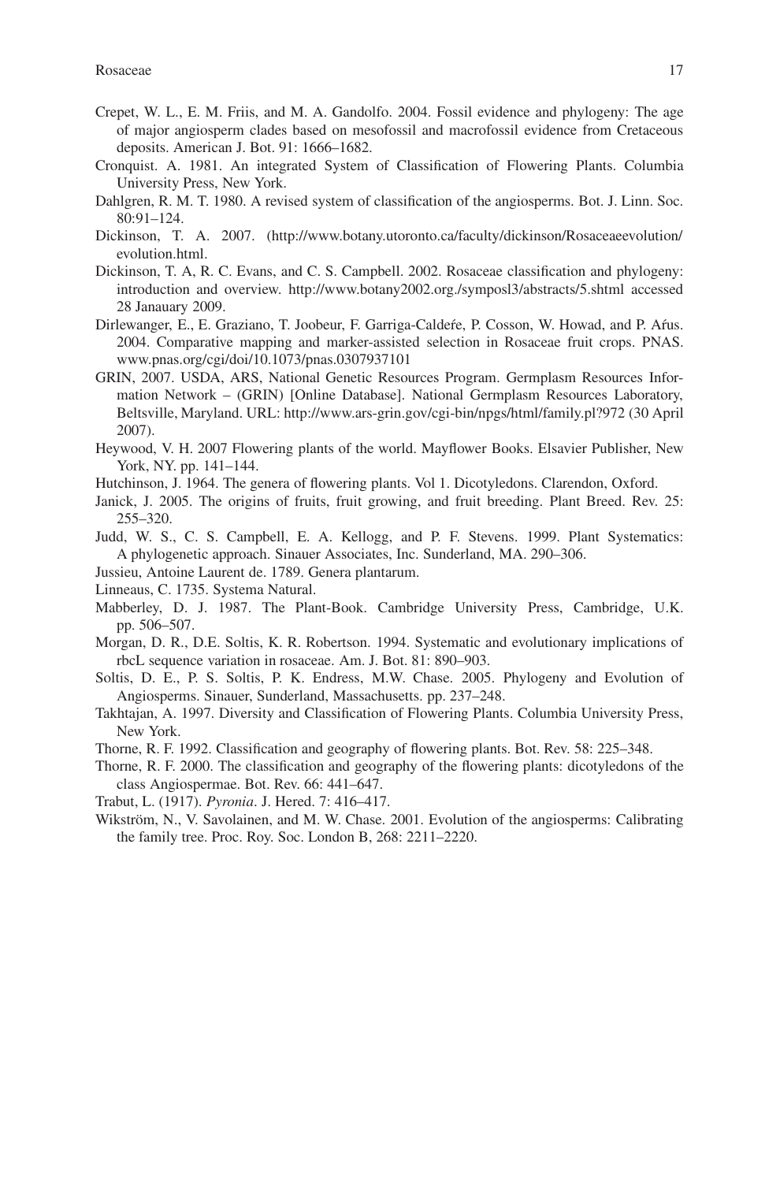Crepet, W. L., E. M. Friis, and M. A. Gandolfo. 2004. Fossil evidence and phylogeny: The age of major angiosperm clades based on mesofossil and macrofossil evidence from Cretaceous deposits. American J. Bot. 91: 1666–1682.

Cronquist. A. 1981. An integrated System of Classification of Flowering Plants. Columbia University Press, New York.

Dahlgren, R. M. T. 1980. A revised system of classification of the angiosperms. Bot. J. Linn. Soc. 80:91–124.

Dickinson, T. A. 2007. (http://www.botany.utoronto.ca/faculty/dickinson/Rosaceaeevolution/evolution.html.

Dickinson, T. A, R. C. Evans, and C. S. Campbell. 2002. Rosaceae classification and phylogeny: introduction and overview. http://www.botany2002.org./symposl3/abstracts/5.shtml accessed 28 Janauary 2009.

Dirlewanger, E., E. Graziano, T. Joobeur, F. Garriga-Calderé, P. Cosson, W. Howad, and P. Arús. 2004. Comparative mapping and marker-assisted selection in Rosaceae fruit crops. PNAS. www.pnas.org/cgi/doi/10.1073/pnas.0307937101

GRIN, 2007. USDA, ARS, National Genetic Resources Program. Germplasm Resources Information Network – (GRIN) [Online Database]. National Germplasm Resources Laboratory, Beltsville, Maryland. URL: http://www.ars-grin.gov/cgi-bin/npgs/html/family.pl?972 (30 April 2007).

Heywood, V. H. 2007 Flowering plants of the world. Mayflower Books. Elsavier Publisher, New York, NY. pp. 141–144.

Hutchinson, J. 1964. The genera of flowering plants. Vol 1. Dicotyledons. Clarendon, Oxford.

Janick, J. 2005. The origins of fruits, fruit growing, and fruit breeding. Plant Breed. Rev. 25: 255–320.

Judd, W. S., C. S. Campbell, E. A. Kellogg, and P. F. Stevens. 1999. Plant Systematics: A phylogenetic approach. Sinauer Associates, Inc. Sunderland, MA. 290–306.

Jussieu, Antoine Laurent de. 1789. Genera plantarum.

Linneaus, C. 1735. Systema Natural.

Mabberley, D. J. 1987. The Plant-Book. Cambridge University Press, Cambridge, U.K. pp. 506–507.

Morgan, D. R., D.E. Soltis, K. R. Robertson. 1994. Systematic and evolutionary implications of rbcL sequence variation in rosaceae. Am. J. Bot. 81: 890–903.

Soltis, D. E., P. S. Soltis, P. K. Endress, M.W. Chase. 2005. Phylogeny and Evolution of Angiosperms. Sinauer, Sunderland, Massachusetts. pp. 237–248.

Takhtajan, A. 1997. Diversity and Classification of Flowering Plants. Columbia University Press, New York.

Thorne, R. F. 1992. Classification and geography of flowering plants. Bot. Rev. 58: 225–348.

Thorne, R. F. 2000. The classification and geography of the flowering plants: dicotyledons of the class Angiospermae. Bot. Rev. 66: 441–647.

Trabut, L. (1917). *Pyronia*. J. Hered. 7: 416–417.

Wikström, N., V. Savolainen, and M. W. Chase. 2001. Evolution of the angiosperms: Calibrating the family tree. Proc. Roy. Soc. London B, 268: 2211–2220.